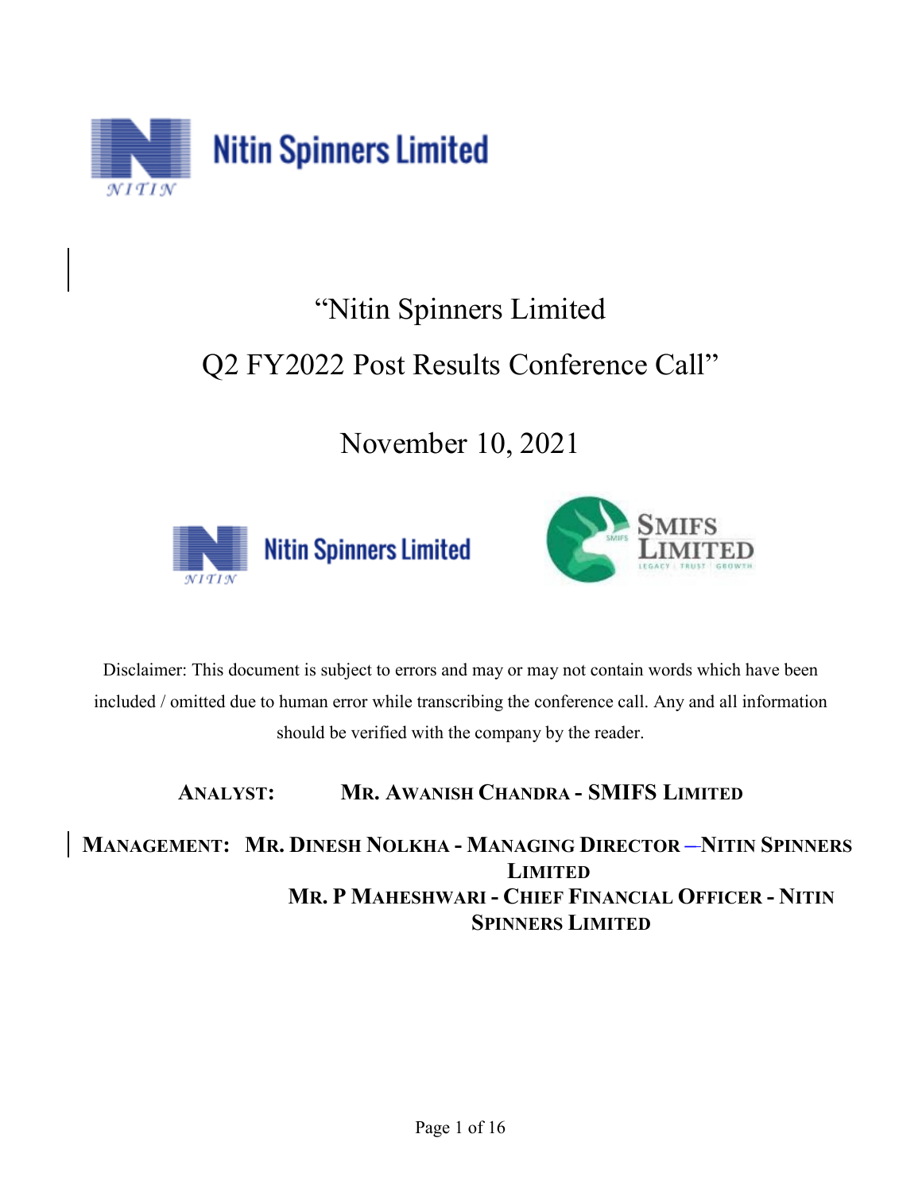# "Nitin Spinners Limited

# Q2 FY2022 Post Results Conference Call"

## November 10, 2021

Disclaimer: This document is subject to errors and may or may not contain words which have been included / omitted due to human error while transcribing the conference call. Any and all information should be verified with the company by the reader.

**ANALYST:** **MR. AWANISH CHANDRA - SMIFS LIMITED**

**MANAGEMENT:** **MR. DINESH NOLKHA - MANAGING DIRECTOR – NITIN SPINNERS LIMITED**

**MR. P MAHESHWARI - CHIEF FINANCIAL OFFICER - NITIN SPINNERS LIMITED**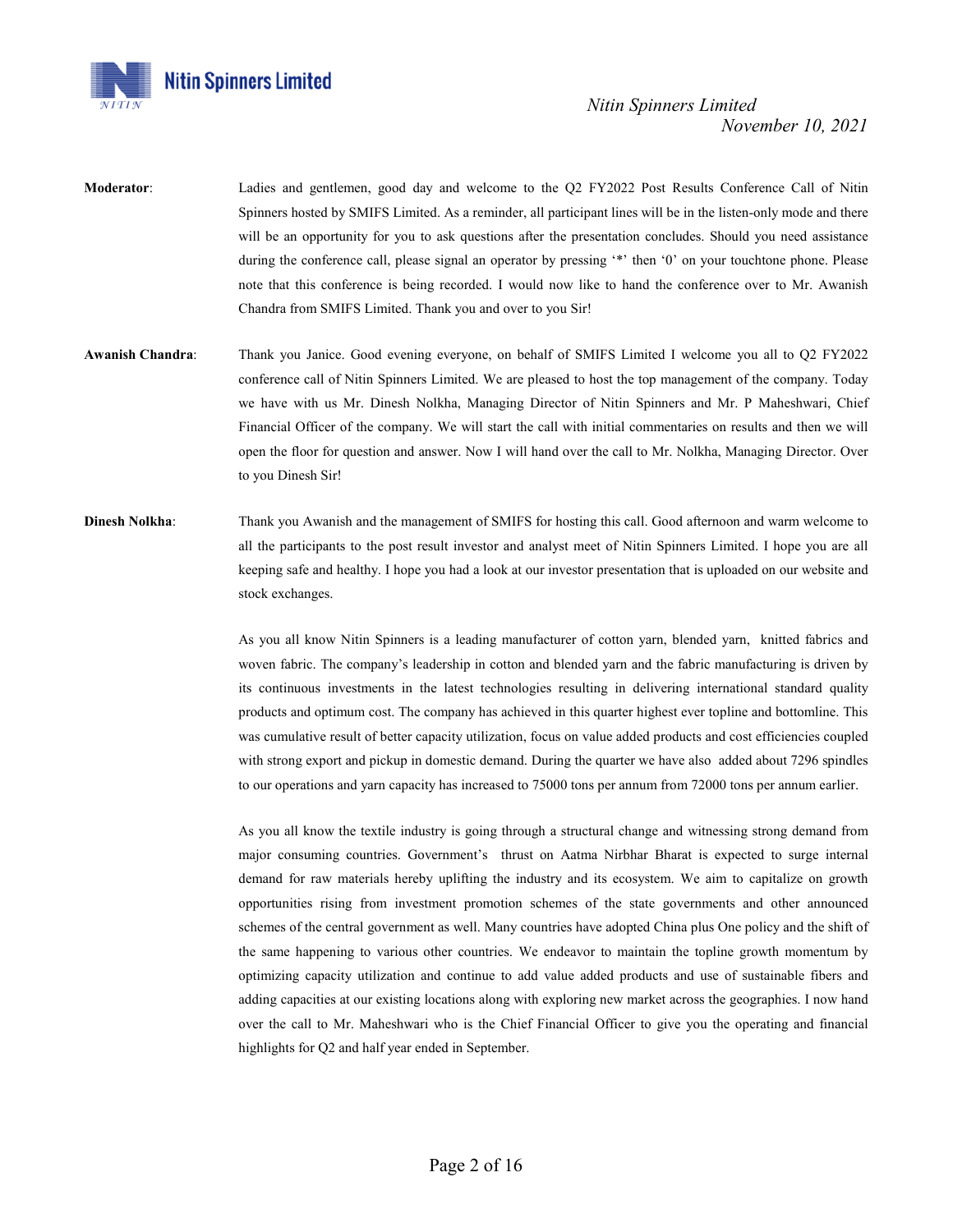**Moderator**: Ladies and gentlemen, good day and welcome to the Q2 FY2022 Post Results Conference Call of Nitin Spinners hosted by SMIFS Limited. As a reminder, all participant lines will be in the listen-only mode and there will be an opportunity for you to ask questions after the presentation concludes. Should you need assistance during the conference call, please signal an operator by pressing '*' then '0' on your touchtone phone. Please note that this conference is being recorded. I would now like to hand the conference over to Mr. Awanish Chandra from SMIFS Limited. Thank you and over to you Sir!

**Awanish Chandra**: Thank you Janice. Good evening everyone, on behalf of SMIFS Limited I welcome you all to Q2 FY2022 conference call of Nitin Spinners Limited. We are pleased to host the top management of the company. Today we have with us Mr. Dinesh Nolkha, Managing Director of Nitin Spinners and Mr. P Maheshwari, Chief Financial Officer of the company. We will start the call with initial commentaries on results and then we will open the floor for question and answer. Now I will hand over the call to Mr. Nolkha, Managing Director. Over to you Dinesh Sir!

**Dinesh Nolkha**: Thank you Awanish and the management of SMIFS for hosting this call. Good afternoon and warm welcome to all the participants to the post result investor and analyst meet of Nitin Spinners Limited. I hope you are all keeping safe and healthy. I hope you had a look at our investor presentation that is uploaded on our website and stock exchanges.

As you all know Nitin Spinners is a leading manufacturer of cotton yarn, blended yarn, knitted fabrics and woven fabric. The company's leadership in cotton and blended yarn and the fabric manufacturing is driven by its continuous investments in the latest technologies resulting in delivering international standard quality products and optimum cost. The company has achieved in this quarter highest ever topline and bottomline. This was cumulative result of better capacity utilization, focus on value added products and cost efficiencies coupled with strong export and pickup in domestic demand. During the quarter we have also added about 7296 spindles to our operations and yarn capacity has increased to 75000 tons per annum from 72000 tons per annum earlier.

As you all know the textile industry is going through a structural change and witnessing strong demand from major consuming countries. Government's thrust on Aatma Nirbhar Bharat is expected to surge internal demand for raw materials hereby uplifting the industry and its ecosystem. We aim to capitalize on growth opportunities rising from investment promotion schemes of the state governments and other announced schemes of the central government as well. Many countries have adopted China plus One policy and the shift of the same happening to various other countries. We endeavor to maintain the topline growth momentum by optimizing capacity utilization and continue to add value added products and use of sustainable fibers and adding capacities at our existing locations along with exploring new market across the geographies. I now hand over the call to Mr. Maheshwari who is the Chief Financial Officer to give you the operating and financial highlights for Q2 and half year ended in September.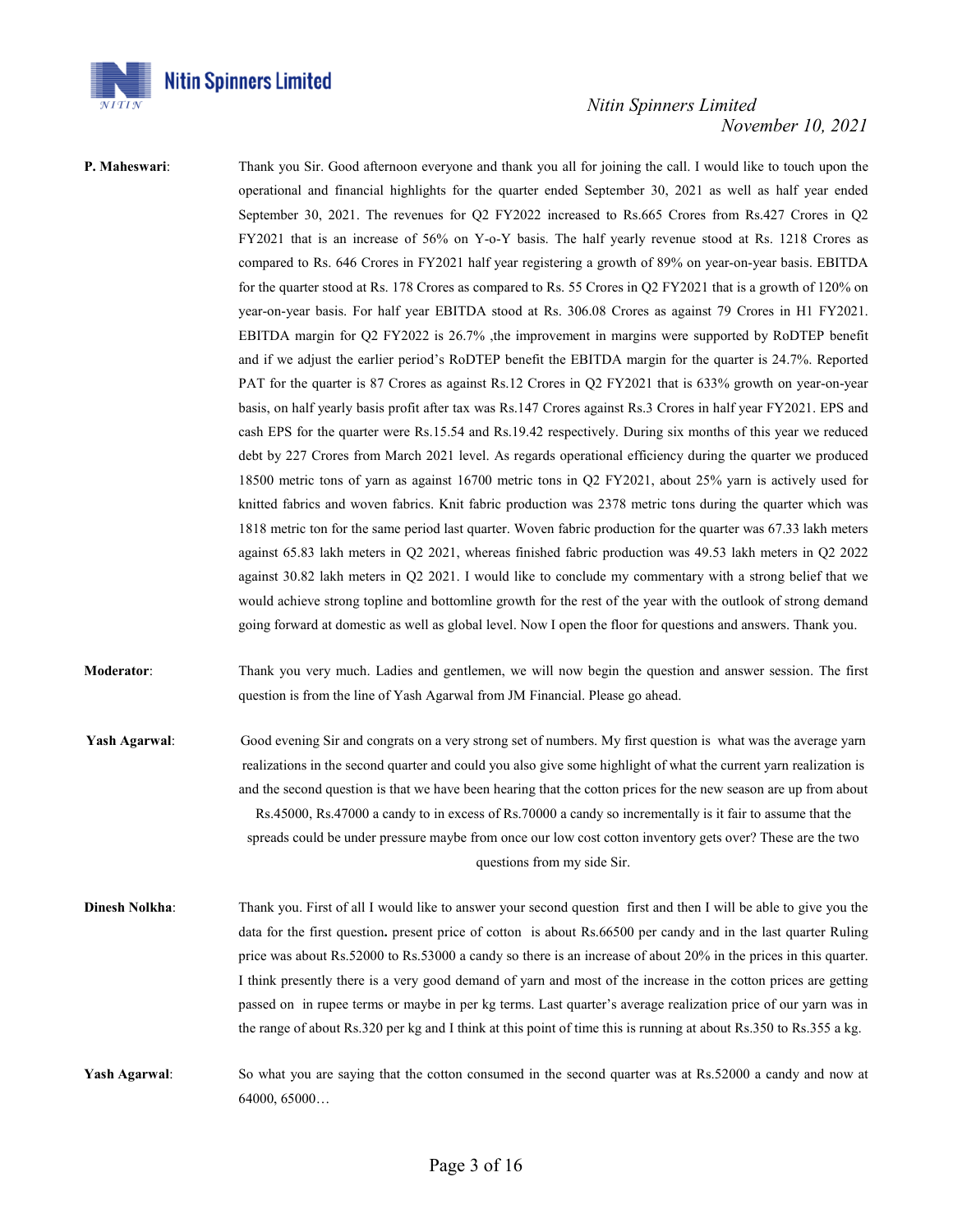**P. Maheswari**: Thank you Sir. Good afternoon everyone and thank you all for joining the call. I would like to touch upon the operational and financial highlights for the quarter ended September 30, 2021 as well as half year ended September 30, 2021. The revenues for Q2 FY2022 increased to Rs.665 Crores from Rs.427 Crores in Q2 FY2021 that is an increase of 56% on Y-o-Y basis. The half yearly revenue stood at Rs. 1218 Crores as compared to Rs. 646 Crores in FY2021 half year registering a growth of 89% on year-on-year basis. EBITDA for the quarter stood at Rs. 178 Crores as compared to Rs. 55 Crores in Q2 FY2021 that is a growth of 120% on year-on-year basis. For half year EBITDA stood at Rs. 306.08 Crores as against 79 Crores in H1 FY2021. EBITDA margin for Q2 FY2022 is 26.7% ,the improvement in margins were supported by RoDTEP benefit and if we adjust the earlier period's RoDTEP benefit the EBITDA margin for the quarter is 24.7%. Reported PAT for the quarter is 87 Crores as against Rs.12 Crores in Q2 FY2021 that is 633% growth on year-on-year basis, on half yearly basis profit after tax was Rs.147 Crores against Rs.3 Crores in half year FY2021. EPS and cash EPS for the quarter were Rs.15.54 and Rs.19.42 respectively. During six months of this year we reduced debt by 227 Crores from March 2021 level. As regards operational efficiency during the quarter we produced 18500 metric tons of yarn as against 16700 metric tons in Q2 FY2021, about 25% yarn is actively used for knitted fabrics and woven fabrics. Knit fabric production was 2378 metric tons during the quarter which was 1818 metric ton for the same period last quarter. Woven fabric production for the quarter was 67.33 lakh meters against 65.83 lakh meters in Q2 2021, whereas finished fabric production was 49.53 lakh meters in Q2 2022 against 30.82 lakh meters in Q2 2021. I would like to conclude my commentary with a strong belief that we would achieve strong topline and bottomline growth for the rest of the year with the outlook of strong demand going forward at domestic as well as global level. Now I open the floor for questions and answers. Thank you.

**Moderator**: Thank you very much. Ladies and gentlemen, we will now begin the question and answer session. The first question is from the line of Yash Agarwal from JM Financial. Please go ahead.

**Yash Agarwal**: Good evening Sir and congrats on a very strong set of numbers. My first question is what was the average yarn realizations in the second quarter and could you also give some highlight of what the current yarn realization is and the second question is that we have been hearing that the cotton prices for the new season are up from about Rs.45000, Rs.47000 a candy to in excess of Rs.70000 a candy so incrementally is it fair to assume that the spreads could be under pressure maybe from once our low cost cotton inventory gets over? These are the two questions from my side Sir.

**Dinesh Nolkha**: Thank you. First of all I would like to answer your second question first and then I will be able to give you the data for the first question**.** present price of cotton is about Rs.66500 per candy and in the last quarter Ruling price was about Rs.52000 to Rs.53000 a candy so there is an increase of about 20% in the prices in this quarter. I think presently there is a very good demand of yarn and most of the increase in the cotton prices are getting passed on in rupee terms or maybe in per kg terms. Last quarter's average realization price of our yarn was in the range of about Rs.320 per kg and I think at this point of time this is running at about Rs.350 to Rs.355 a kg.

**Yash Agarwal**: So what you are saying that the cotton consumed in the second quarter was at Rs.52000 a candy and now at 64000, 65000…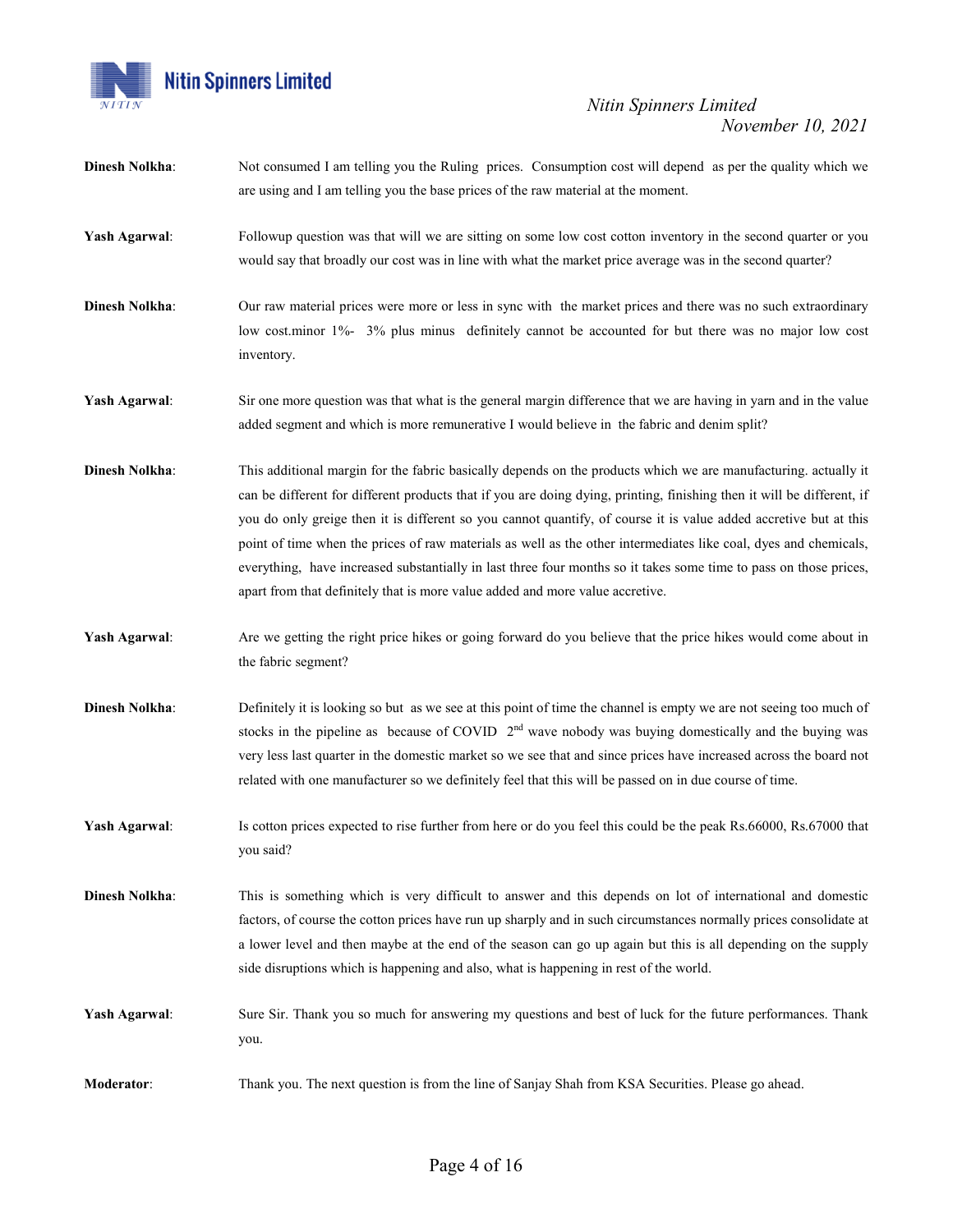**Dinesh Nolkha**: Not consumed I am telling you the Ruling prices. Consumption cost will depend as per the quality which we are using and I am telling you the base prices of the raw material at the moment.

**Yash Agarwal**: Followup question was that will we are sitting on some low cost cotton inventory in the second quarter or you would say that broadly our cost was in line with what the market price average was in the second quarter?

**Dinesh Nolkha**: Our raw material prices were more or less in sync with the market prices and there was no such extraordinary low cost.minor 1%- 3% plus minus definitely cannot be accounted for but there was no major low cost inventory.

**Yash Agarwal**: Sir one more question was that what is the general margin difference that we are having in yarn and in the value added segment and which is more remunerative I would believe in the fabric and denim split?

**Dinesh Nolkha**: This additional margin for the fabric basically depends on the products which we are manufacturing. actually it can be different for different products that if you are doing dying, printing, finishing then it will be different, if you do only greige then it is different so you cannot quantify, of course it is value added accretive but at this point of time when the prices of raw materials as well as the other intermediates like coal, dyes and chemicals, everything, have increased substantially in last three four months so it takes some time to pass on those prices, apart from that definitely that is more value added and more value accretive.

**Yash Agarwal**: Are we getting the right price hikes or going forward do you believe that the price hikes would come about in the fabric segment?

**Dinesh Nolkha**: Definitely it is looking so but as we see at this point of time the channel is empty we are not seeing too much of stocks in the pipeline as because of COVID 2nd wave nobody was buying domestically and the buying was very less last quarter in the domestic market so we see that and since prices have increased across the board not related with one manufacturer so we definitely feel that this will be passed on in due course of time.

**Yash Agarwal**: Is cotton prices expected to rise further from here or do you feel this could be the peak Rs.66000, Rs.67000 that you said?

**Dinesh Nolkha**: This is something which is very difficult to answer and this depends on lot of international and domestic factors, of course the cotton prices have run up sharply and in such circumstances normally prices consolidate at a lower level and then maybe at the end of the season can go up again but this is all depending on the supply side disruptions which is happening and also, what is happening in rest of the world.

**Yash Agarwal**: Sure Sir. Thank you so much for answering my questions and best of luck for the future performances. Thank you.

**Moderator**: Thank you. The next question is from the line of Sanjay Shah from KSA Securities. Please go ahead.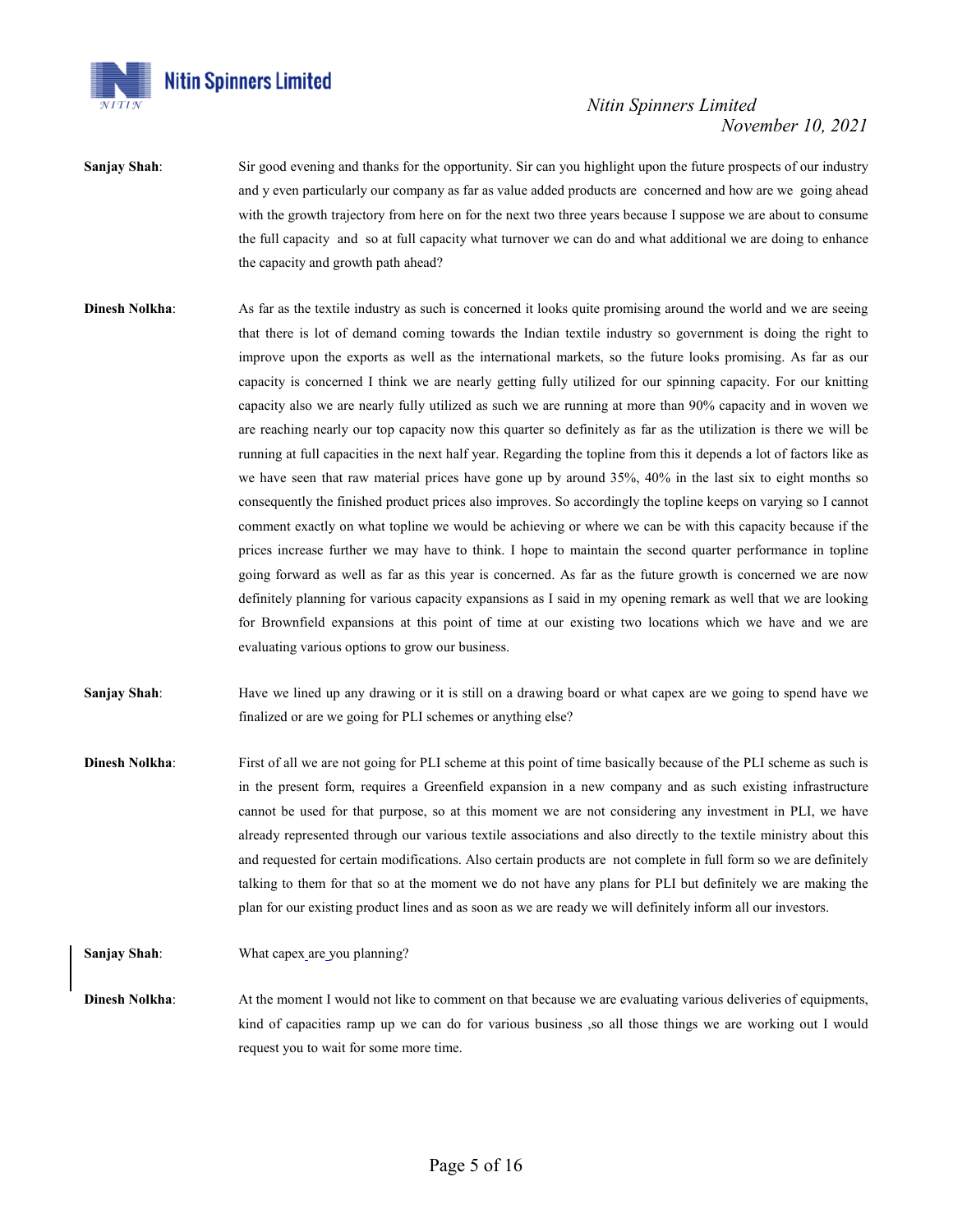**Sanjay Shah**: Sir good evening and thanks for the opportunity. Sir can you highlight upon the future prospects of our industry and y even particularly our company as far as value added products are concerned and how are we going ahead with the growth trajectory from here on for the next two three years because I suppose we are about to consume the full capacity and so at full capacity what turnover we can do and what additional we are doing to enhance the capacity and growth path ahead?

**Dinesh Nolkha**: As far as the textile industry as such is concerned it looks quite promising around the world and we are seeing that there is lot of demand coming towards the Indian textile industry so government is doing the right to improve upon the exports as well as the international markets, so the future looks promising. As far as our capacity is concerned I think we are nearly getting fully utilized for our spinning capacity. For our knitting capacity also we are nearly fully utilized as such we are running at more than 90% capacity and in woven we are reaching nearly our top capacity now this quarter so definitely as far as the utilization is there we will be running at full capacities in the next half year. Regarding the topline from this it depends a lot of factors like as we have seen that raw material prices have gone up by around 35%, 40% in the last six to eight months so consequently the finished product prices also improves. So accordingly the topline keeps on varying so I cannot comment exactly on what topline we would be achieving or where we can be with this capacity because if the prices increase further we may have to think. I hope to maintain the second quarter performance in topline going forward as well as far as this year is concerned. As far as the future growth is concerned we are now definitely planning for various capacity expansions as I said in my opening remark as well that we are looking for Brownfield expansions at this point of time at our existing two locations which we have and we are evaluating various options to grow our business.

**Sanjay Shah**: Have we lined up any drawing or it is still on a drawing board or what capex are we going to spend have we finalized or are we going for PLI schemes or anything else?

**Dinesh Nolkha**: First of all we are not going for PLI scheme at this point of time basically because of the PLI scheme as such is in the present form, requires a Greenfield expansion in a new company and as such existing infrastructure cannot be used for that purpose, so at this moment we are not considering any investment in PLI, we have already represented through our various textile associations and also directly to the textile ministry about this and requested for certain modifications. Also certain products are not complete in full form so we are definitely talking to them for that so at the moment we do not have any plans for PLI but definitely we are making the plan for our existing product lines and as soon as we are ready we will definitely inform all our investors.

**Sanjay Shah**: What capex are you planning?

**Dinesh Nolkha**: At the moment I would not like to comment on that because we are evaluating various deliveries of equipments, kind of capacities ramp up we can do for various business ,so all those things we are working out I would request you to wait for some more time.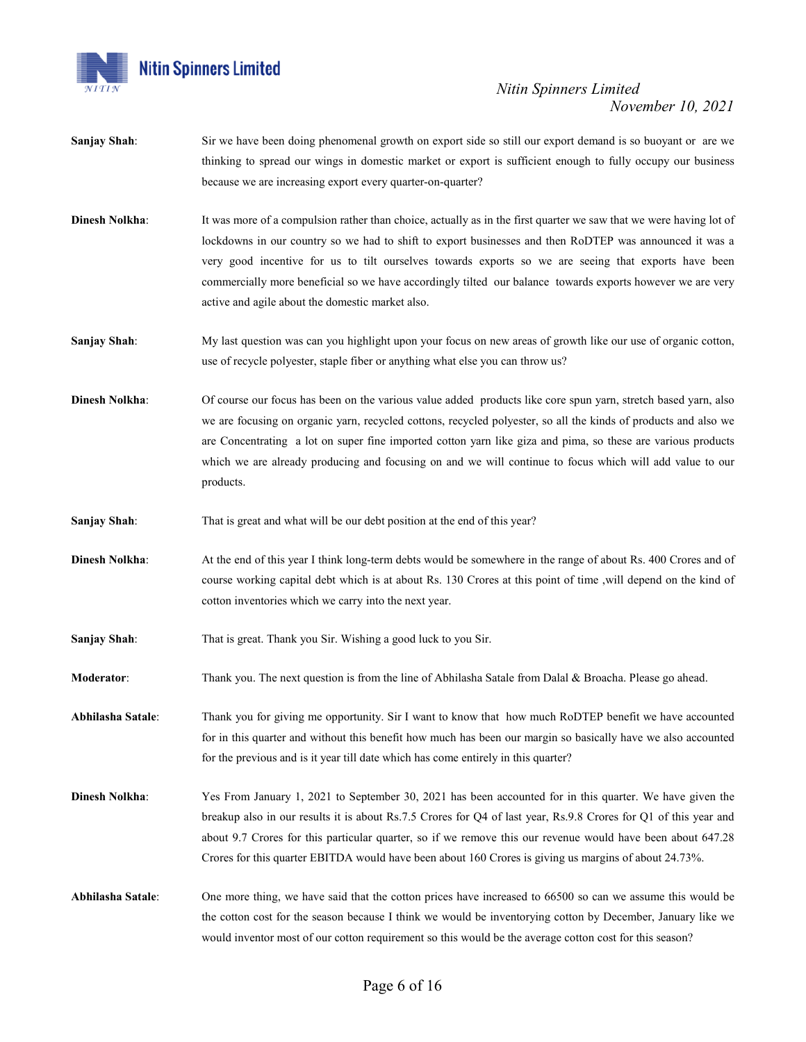**Sanjay Shah**: Sir we have been doing phenomenal growth on export side so still our export demand is so buoyant or are we thinking to spread our wings in domestic market or export is sufficient enough to fully occupy our business because we are increasing export every quarter-on-quarter?

**Dinesh Nolkha**: It was more of a compulsion rather than choice, actually as in the first quarter we saw that we were having lot of lockdowns in our country so we had to shift to export businesses and then RoDTEP was announced it was a very good incentive for us to tilt ourselves towards exports so we are seeing that exports have been commercially more beneficial so we have accordingly tilted our balance towards exports however we are very active and agile about the domestic market also.

**Sanjay Shah**: My last question was can you highlight upon your focus on new areas of growth like our use of organic cotton, use of recycle polyester, staple fiber or anything what else you can throw us?

**Dinesh Nolkha**: Of course our focus has been on the various value added products like core spun yarn, stretch based yarn, also we are focusing on organic yarn, recycled cottons, recycled polyester, so all the kinds of products and also we are Concentrating a lot on super fine imported cotton yarn like giza and pima, so these are various products which we are already producing and focusing on and we will continue to focus which will add value to our products.

**Sanjay Shah**: That is great and what will be our debt position at the end of this year?

**Dinesh Nolkha**: At the end of this year I think long-term debts would be somewhere in the range of about Rs. 400 Crores and of course working capital debt which is at about Rs. 130 Crores at this point of time ,will depend on the kind of cotton inventories which we carry into the next year.

**Sanjay Shah**: That is great. Thank you Sir. Wishing a good luck to you Sir.

**Moderator**: Thank you. The next question is from the line of Abhilasha Satale from Dalal & Broacha. Please go ahead.

**Abhilasha Satale**: Thank you for giving me opportunity. Sir I want to know that how much RoDTEP benefit we have accounted for in this quarter and without this benefit how much has been our margin so basically have we also accounted for the previous and is it year till date which has come entirely in this quarter?

**Dinesh Nolkha**: Yes From January 1, 2021 to September 30, 2021 has been accounted for in this quarter. We have given the breakup also in our results it is about Rs.7.5 Crores for Q4 of last year, Rs.9.8 Crores for Q1 of this year and about 9.7 Crores for this particular quarter, so if we remove this our revenue would have been about 647.28 Crores for this quarter EBITDA would have been about 160 Crores is giving us margins of about 24.73%.

**Abhilasha Satale**: One more thing, we have said that the cotton prices have increased to 66500 so can we assume this would be the cotton cost for the season because I think we would be inventorying cotton by December, January like we would inventor most of our cotton requirement so this would be the average cotton cost for this season?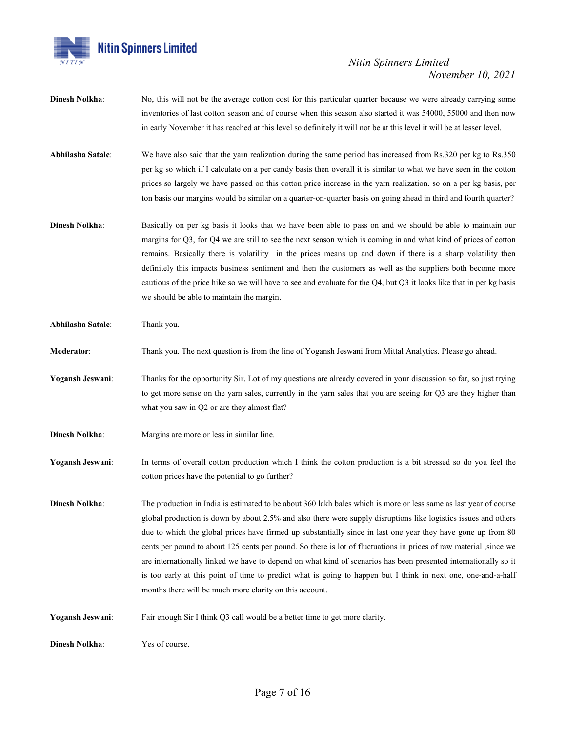**Dinesh Nolkha**: No, this will not be the average cotton cost for this particular quarter because we were already carrying some inventories of last cotton season and of course when this season also started it was 54000, 55000 and then now in early November it has reached at this level so definitely it will not be at this level it will be at lesser level.

**Abhilasha Satale**: We have also said that the yarn realization during the same period has increased from Rs.320 per kg to Rs.350 per kg so which if I calculate on a per candy basis then overall it is similar to what we have seen in the cotton prices so largely we have passed on this cotton price increase in the yarn realization. so on a per kg basis, per ton basis our margins would be similar on a quarter-on-quarter basis on going ahead in third and fourth quarter?

**Dinesh Nolkha**: Basically on per kg basis it looks that we have been able to pass on and we should be able to maintain our margins for Q3, for Q4 we are still to see the next season which is coming in and what kind of prices of cotton remains. Basically there is volatility in the prices means up and down if there is a sharp volatility then definitely this impacts business sentiment and then the customers as well as the suppliers both become more cautious of the price hike so we will have to see and evaluate for the Q4, but Q3 it looks like that in per kg basis we should be able to maintain the margin.

**Abhilasha Satale**: Thank you.

**Moderator**: Thank you. The next question is from the line of Yogansh Jeswani from Mittal Analytics. Please go ahead.

**Yogansh Jeswani**: Thanks for the opportunity Sir. Lot of my questions are already covered in your discussion so far, so just trying to get more sense on the yarn sales, currently in the yarn sales that you are seeing for Q3 are they higher than what you saw in Q2 or are they almost flat?

**Dinesh Nolkha**: Margins are more or less in similar line.

**Yogansh Jeswani**: In terms of overall cotton production which I think the cotton production is a bit stressed so do you feel the cotton prices have the potential to go further?

**Dinesh Nolkha**: The production in India is estimated to be about 360 lakh bales which is more or less same as last year of course global production is down by about 2.5% and also there were supply disruptions like logistics issues and others due to which the global prices have firmed up substantially since in last one year they have gone up from 80 cents per pound to about 125 cents per pound. So there is lot of fluctuations in prices of raw material ,since we are internationally linked we have to depend on what kind of scenarios has been presented internationally so it is too early at this point of time to predict what is going to happen but I think in next one, one-and-a-half months there will be much more clarity on this account.

**Yogansh Jeswani**: Fair enough Sir I think Q3 call would be a better time to get more clarity.

**Dinesh Nolkha**: Yes of course.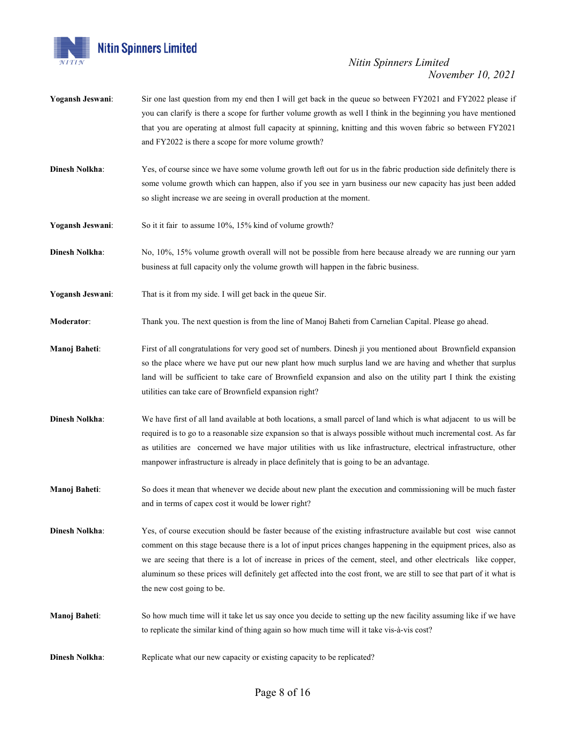**Yogansh Jeswani**: Sir one last question from my end then I will get back in the queue so between FY2021 and FY2022 please if you can clarify is there a scope for further volume growth as well I think in the beginning you have mentioned that you are operating at almost full capacity at spinning, knitting and this woven fabric so between FY2021 and FY2022 is there a scope for more volume growth?

**Dinesh Nolkha**: Yes, of course since we have some volume growth left out for us in the fabric production side definitely there is some volume growth which can happen, also if you see in yarn business our new capacity has just been added so slight increase we are seeing in overall production at the moment.

**Yogansh Jeswani**: So it it fair to assume 10%, 15% kind of volume growth?

**Dinesh Nolkha**: No, 10%, 15% volume growth overall will not be possible from here because already we are running our yarn business at full capacity only the volume growth will happen in the fabric business.

**Yogansh Jeswani**: That is it from my side. I will get back in the queue Sir.

**Moderator**: Thank you. The next question is from the line of Manoj Baheti from Carnelian Capital. Please go ahead.

**Manoj Baheti**: First of all congratulations for very good set of numbers. Dinesh ji you mentioned about Brownfield expansion so the place where we have put our new plant how much surplus land we are having and whether that surplus land will be sufficient to take care of Brownfield expansion and also on the utility part I think the existing utilities can take care of Brownfield expansion right?

**Dinesh Nolkha**: We have first of all land available at both locations, a small parcel of land which is what adjacent to us will be required is to go to a reasonable size expansion so that is always possible without much incremental cost. As far as utilities are concerned we have major utilities with us like infrastructure, electrical infrastructure, other manpower infrastructure is already in place definitely that is going to be an advantage.

**Manoj Baheti**: So does it mean that whenever we decide about new plant the execution and commissioning will be much faster and in terms of capex cost it would be lower right?

**Dinesh Nolkha**: Yes, of course execution should be faster because of the existing infrastructure available but cost wise cannot comment on this stage because there is a lot of input prices changes happening in the equipment prices, also as we are seeing that there is a lot of increase in prices of the cement, steel, and other electricals like copper, aluminum so these prices will definitely get affected into the cost front, we are still to see that part of it what is the new cost going to be.

**Manoj Baheti**: So how much time will it take let us say once you decide to setting up the new facility assuming like if we have to replicate the similar kind of thing again so how much time will it take vis-à-vis cost?

**Dinesh Nolkha**: Replicate what our new capacity or existing capacity to be replicated?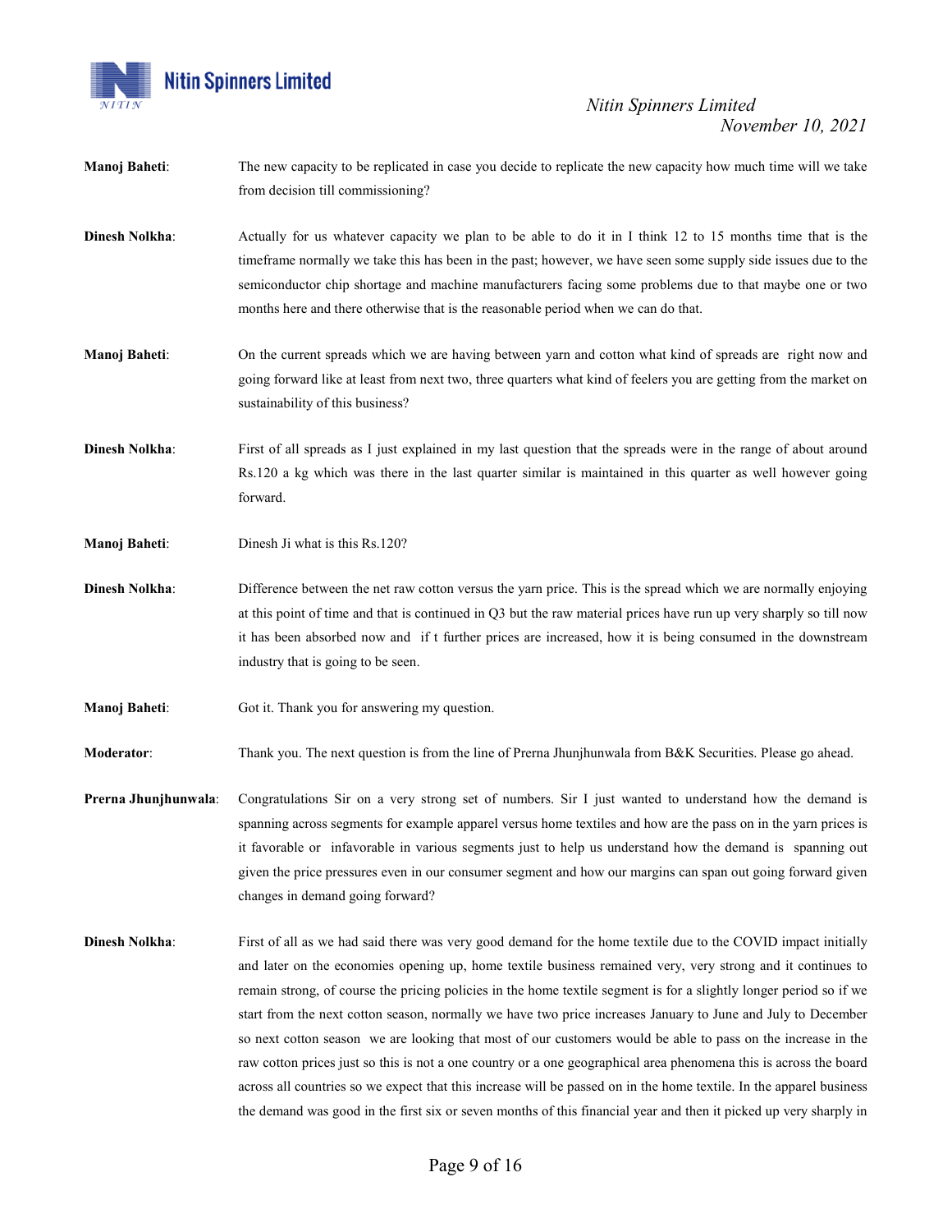**Manoj Baheti**: The new capacity to be replicated in case you decide to replicate the new capacity how much time will we take from decision till commissioning?

**Dinesh Nolkha**: Actually for us whatever capacity we plan to be able to do it in I think 12 to 15 months time that is the timeframe normally we take this has been in the past; however, we have seen some supply side issues due to the semiconductor chip shortage and machine manufacturers facing some problems due to that maybe one or two months here and there otherwise that is the reasonable period when we can do that.

**Manoj Baheti**: On the current spreads which we are having between yarn and cotton what kind of spreads are right now and going forward like at least from next two, three quarters what kind of feelers you are getting from the market on sustainability of this business?

**Dinesh Nolkha**: First of all spreads as I just explained in my last question that the spreads were in the range of about around Rs.120 a kg which was there in the last quarter similar is maintained in this quarter as well however going forward.

**Manoj Baheti**: Dinesh Ji what is this Rs.120?

**Dinesh Nolkha**: Difference between the net raw cotton versus the yarn price. This is the spread which we are normally enjoying at this point of time and that is continued in Q3 but the raw material prices have run up very sharply so till now it has been absorbed now and if t further prices are increased, how it is being consumed in the downstream industry that is going to be seen.

**Manoj Baheti**: Got it. Thank you for answering my question.

**Moderator**: Thank you. The next question is from the line of Prerna Jhunjhunwala from B&K Securities. Please go ahead.

**Prerna Jhunjhunwala**: Congratulations Sir on a very strong set of numbers. Sir I just wanted to understand how the demand is spanning across segments for example apparel versus home textiles and how are the pass on in the yarn prices is it favorable or infavorable in various segments just to help us understand how the demand is spanning out given the price pressures even in our consumer segment and how our margins can span out going forward given changes in demand going forward?

**Dinesh Nolkha**: First of all as we had said there was very good demand for the home textile due to the COVID impact initially and later on the economies opening up, home textile business remained very, very strong and it continues to remain strong, of course the pricing policies in the home textile segment is for a slightly longer period so if we start from the next cotton season, normally we have two price increases January to June and July to December so next cotton season we are looking that most of our customers would be able to pass on the increase in the raw cotton prices just so this is not a one country or a one geographical area phenomena this is across the board across all countries so we expect that this increase will be passed on in the home textile. In the apparel business the demand was good in the first six or seven months of this financial year and then it picked up very sharply in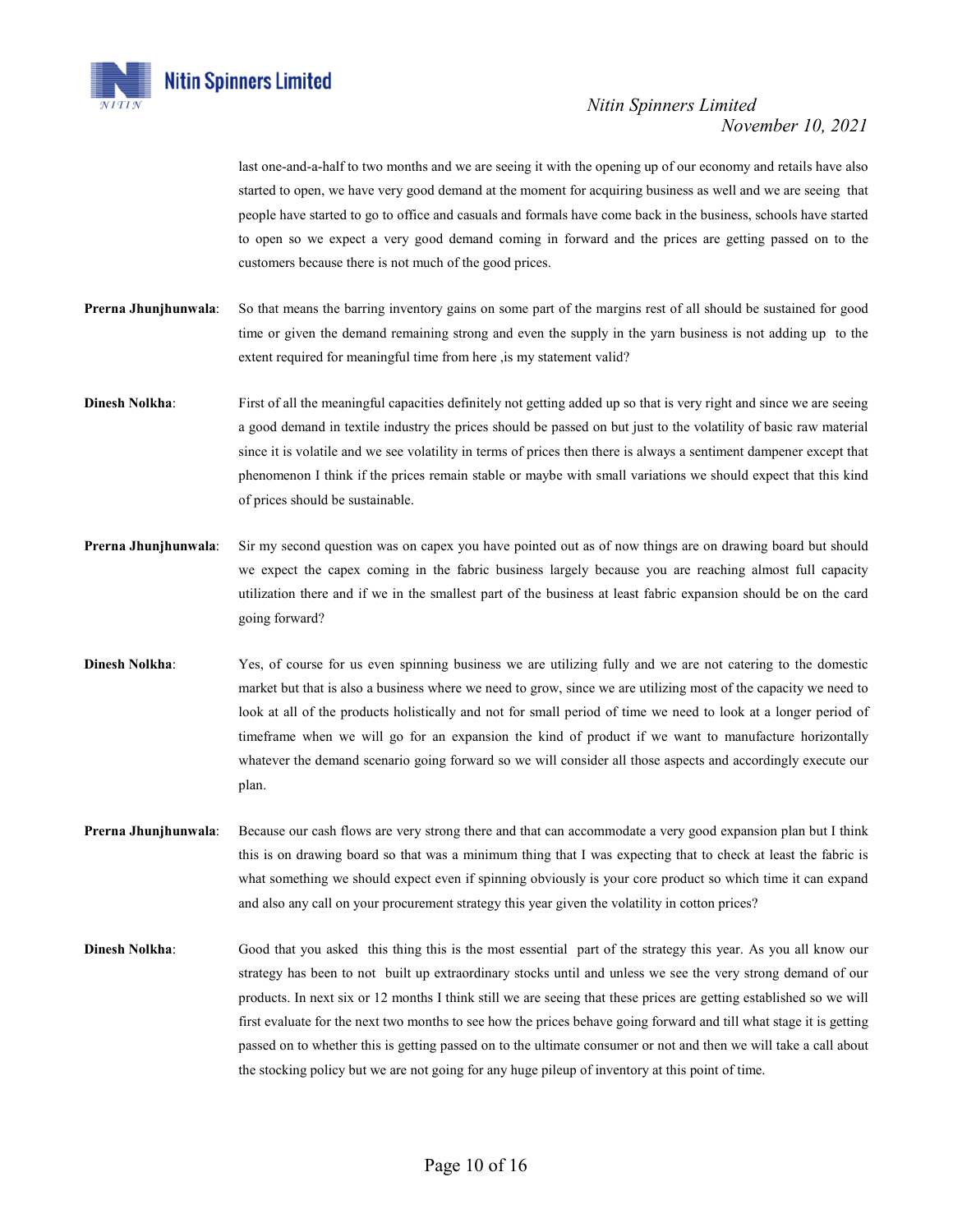last one-and-a-half to two months and we are seeing it with the opening up of our economy and retails have also started to open, we have very good demand at the moment for acquiring business as well and we are seeing that people have started to go to office and casuals and formals have come back in the business, schools have started to open so we expect a very good demand coming in forward and the prices are getting passed on to the customers because there is not much of the good prices.

**Prerna Jhunjhunwala**: So that means the barring inventory gains on some part of the margins rest of all should be sustained for good time or given the demand remaining strong and even the supply in the yarn business is not adding up to the extent required for meaningful time from here ,is my statement valid?

**Dinesh Nolkha**: First of all the meaningful capacities definitely not getting added up so that is very right and since we are seeing a good demand in textile industry the prices should be passed on but just to the volatility of basic raw material since it is volatile and we see volatility in terms of prices then there is always a sentiment dampener except that phenomenon I think if the prices remain stable or maybe with small variations we should expect that this kind of prices should be sustainable.

**Prerna Jhunjhunwala**: Sir my second question was on capex you have pointed out as of now things are on drawing board but should we expect the capex coming in the fabric business largely because you are reaching almost full capacity utilization there and if we in the smallest part of the business at least fabric expansion should be on the card going forward?

**Dinesh Nolkha**: Yes, of course for us even spinning business we are utilizing fully and we are not catering to the domestic market but that is also a business where we need to grow, since we are utilizing most of the capacity we need to look at all of the products holistically and not for small period of time we need to look at a longer period of timeframe when we will go for an expansion the kind of product if we want to manufacture horizontally whatever the demand scenario going forward so we will consider all those aspects and accordingly execute our plan.

**Prerna Jhunjhunwala**: Because our cash flows are very strong there and that can accommodate a very good expansion plan but I think this is on drawing board so that was a minimum thing that I was expecting that to check at least the fabric is what something we should expect even if spinning obviously is your core product so which time it can expand and also any call on your procurement strategy this year given the volatility in cotton prices?

**Dinesh Nolkha**: Good that you asked this thing this is the most essential part of the strategy this year. As you all know our strategy has been to not built up extraordinary stocks until and unless we see the very strong demand of our products. In next six or 12 months I think still we are seeing that these prices are getting established so we will first evaluate for the next two months to see how the prices behave going forward and till what stage it is getting passed on to whether this is getting passed on to the ultimate consumer or not and then we will take a call about the stocking policy but we are not going for any huge pileup of inventory at this point of time.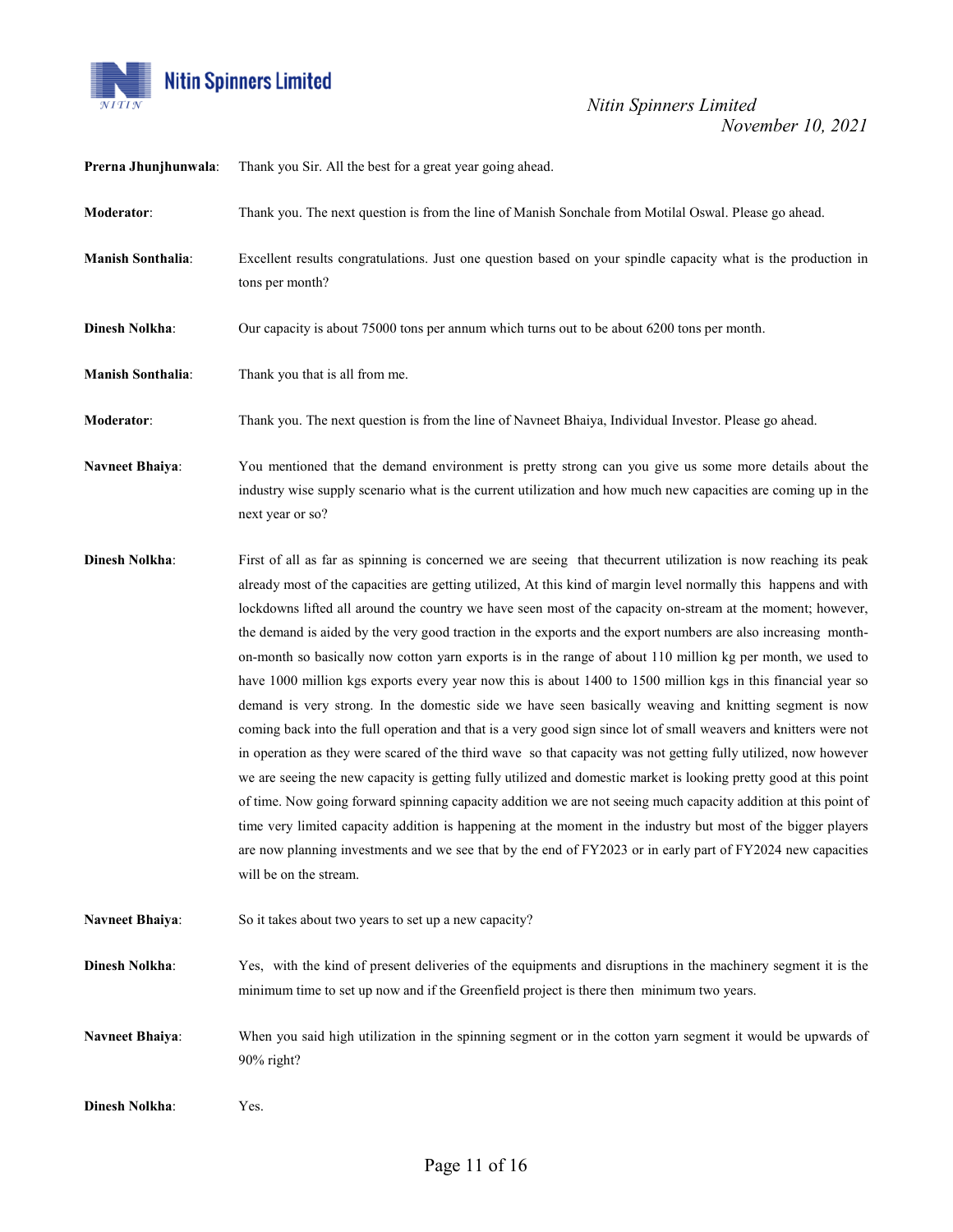**Prerna Jhunjhunwala**: Thank you Sir. All the best for a great year going ahead.

**Moderator**: Thank you. The next question is from the line of Manish Sonchale from Motilal Oswal. Please go ahead.

**Manish Sonthalia**: Excellent results congratulations. Just one question based on your spindle capacity what is the production in tons per month?

**Dinesh Nolkha**: Our capacity is about 75000 tons per annum which turns out to be about 6200 tons per month.

**Manish Sonthalia**: Thank you that is all from me.

**Moderator**: Thank you. The next question is from the line of Navneet Bhaiya, Individual Investor. Please go ahead.

**Navneet Bhaiya**: You mentioned that the demand environment is pretty strong can you give us some more details about the industry wise supply scenario what is the current utilization and how much new capacities are coming up in the next year or so?

**Dinesh Nolkha**: First of all as far as spinning is concerned we are seeing that thecurrent utilization is now reaching its peak already most of the capacities are getting utilized, At this kind of margin level normally this happens and with lockdowns lifted all around the country we have seen most of the capacity on-stream at the moment; however, the demand is aided by the very good traction in the exports and the export numbers are also increasing month-on-month so basically now cotton yarn exports is in the range of about 110 million kg per month, we used to have 1000 million kgs exports every year now this is about 1400 to 1500 million kgs in this financial year so demand is very strong. In the domestic side we have seen basically weaving and knitting segment is now coming back into the full operation and that is a very good sign since lot of small weavers and knitters were not in operation as they were scared of the third wave so that capacity was not getting fully utilized, now however we are seeing the new capacity is getting fully utilized and domestic market is looking pretty good at this point of time. Now going forward spinning capacity addition we are not seeing much capacity addition at this point of time very limited capacity addition is happening at the moment in the industry but most of the bigger players are now planning investments and we see that by the end of FY2023 or in early part of FY2024 new capacities will be on the stream.

**Navneet Bhaiya**: So it takes about two years to set up a new capacity?

**Dinesh Nolkha**: Yes, with the kind of present deliveries of the equipments and disruptions in the machinery segment it is the minimum time to set up now and if the Greenfield project is there then minimum two years.

**Navneet Bhaiya**: When you said high utilization in the spinning segment or in the cotton yarn segment it would be upwards of 90% right?

**Dinesh Nolkha**: Yes.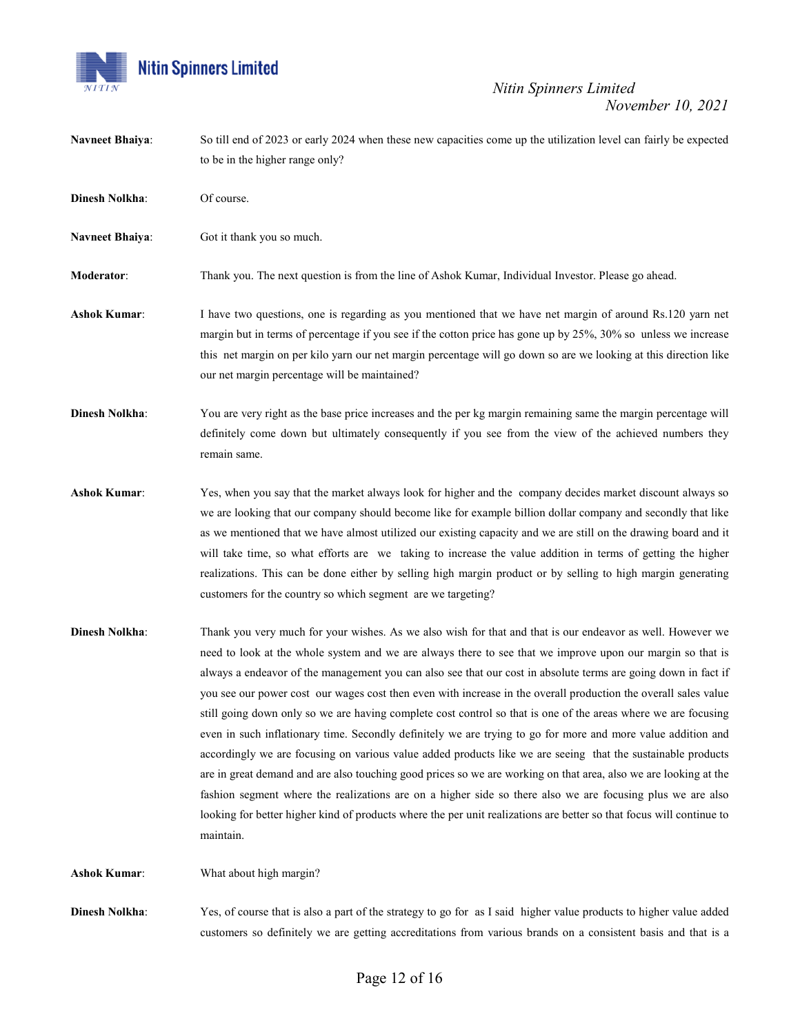**Navneet Bhaiya**: So till end of 2023 or early 2024 when these new capacities come up the utilization level can fairly be expected to be in the higher range only?

**Dinesh Nolkha**: Of course.

**Navneet Bhaiya**: Got it thank you so much.

**Moderator**: Thank you. The next question is from the line of Ashok Kumar, Individual Investor. Please go ahead.

**Ashok Kumar**: I have two questions, one is regarding as you mentioned that we have net margin of around Rs.120 yarn net margin but in terms of percentage if you see if the cotton price has gone up by 25%, 30% so unless we increase this net margin on per kilo yarn our net margin percentage will go down so are we looking at this direction like our net margin percentage will be maintained?

**Dinesh Nolkha**: You are very right as the base price increases and the per kg margin remaining same the margin percentage will definitely come down but ultimately consequently if you see from the view of the achieved numbers they remain same.

**Ashok Kumar**: Yes, when you say that the market always look for higher and the company decides market discount always so we are looking that our company should become like for example billion dollar company and secondly that like as we mentioned that we have almost utilized our existing capacity and we are still on the drawing board and it will take time, so what efforts are we taking to increase the value addition in terms of getting the higher realizations. This can be done either by selling high margin product or by selling to high margin generating customers for the country so which segment are we targeting?

**Dinesh Nolkha**: Thank you very much for your wishes. As we also wish for that and that is our endeavor as well. However we need to look at the whole system and we are always there to see that we improve upon our margin so that is always a endeavor of the management you can also see that our cost in absolute terms are going down in fact if you see our power cost our wages cost then even with increase in the overall production the overall sales value still going down only so we are having complete cost control so that is one of the areas where we are focusing even in such inflationary time. Secondly definitely we are trying to go for more and more value addition and accordingly we are focusing on various value added products like we are seeing that the sustainable products are in great demand and are also touching good prices so we are working on that area, also we are looking at the fashion segment where the realizations are on a higher side so there also we are focusing plus we are also looking for better higher kind of products where the per unit realizations are better so that focus will continue to maintain.

**Ashok Kumar**: What about high margin?

**Dinesh Nolkha**: Yes, of course that is also a part of the strategy to go for as I said higher value products to higher value added customers so definitely we are getting accreditations from various brands on a consistent basis and that is a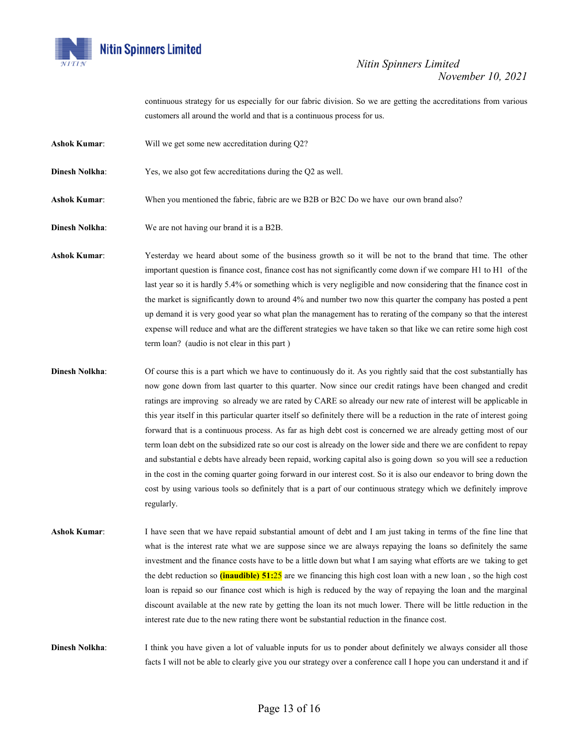continuous strategy for us especially for our fabric division. So we are getting the accreditations from various customers all around the world and that is a continuous process for us.

**Ashok Kumar**: Will we get some new accreditation during Q2?

**Dinesh Nolkha**: Yes, we also got few accreditations during the Q2 as well.

**Ashok Kumar**: When you mentioned the fabric, fabric are we B2B or B2C Do we have our own brand also?

**Dinesh Nolkha**: We are not having our brand it is a B2B.

**Ashok Kumar**: Yesterday we heard about some of the business growth so it will be not to the brand that time. The other important question is finance cost, finance cost has not significantly come down if we compare H1 to H1 of the last year so it is hardly 5.4% or something which is very negligible and now considering that the finance cost in the market is significantly down to around 4% and number two now this quarter the company has posted a pent up demand it is very good year so what plan the management has to rerating of the company so that the interest expense will reduce and what are the different strategies we have taken so that like we can retire some high cost term loan? (audio is not clear in this part )

**Dinesh Nolkha**: Of course this is a part which we have to continuously do it. As you rightly said that the cost substantially has now gone down from last quarter to this quarter. Now since our credit ratings have been changed and credit ratings are improving so already we are rated by CARE so already our new rate of interest will be applicable in this year itself in this particular quarter itself so definitely there will be a reduction in the rate of interest going forward that is a continuous process. As far as high debt cost is concerned we are already getting most of our term loan debt on the subsidized rate so our cost is already on the lower side and there we are confident to repay and substantial e debts have already been repaid, working capital also is going down so you will see a reduction in the cost in the coming quarter going forward in our interest cost. So it is also our endeavor to bring down the cost by using various tools so definitely that is a part of our continuous strategy which we definitely improve regularly.

**Ashok Kumar**: I have seen that we have repaid substantial amount of debt and I am just taking in terms of the fine line that what is the interest rate what we are suppose since we are always repaying the loans so definitely the same investment and the finance costs have to be a little down but what I am saying what efforts are we taking to get the debt reduction so **(inaudible) 51:**25 are we financing this high cost loan with a new loan , so the high cost loan is repaid so our finance cost which is high is reduced by the way of repaying the loan and the marginal discount available at the new rate by getting the loan its not much lower. There will be little reduction in the interest rate due to the new rating there wont be substantial reduction in the finance cost.

**Dinesh Nolkha**: I think you have given a lot of valuable inputs for us to ponder about definitely we always consider all those facts I will not be able to clearly give you our strategy over a conference call I hope you can understand it and if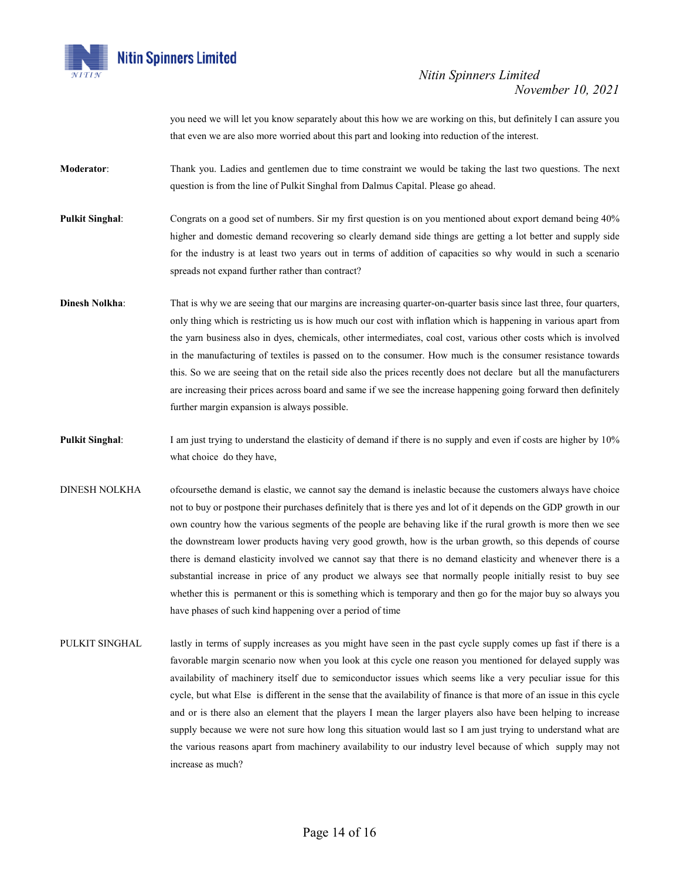you need we will let you know separately about this how we are working on this, but definitely I can assure you that even we are also more worried about this part and looking into reduction of the interest.

**Moderator**: Thank you. Ladies and gentlemen due to time constraint we would be taking the last two questions. The next question is from the line of Pulkit Singhal from Dalmus Capital. Please go ahead.

**Pulkit Singhal**: Congrats on a good set of numbers. Sir my first question is on you mentioned about export demand being 40% higher and domestic demand recovering so clearly demand side things are getting a lot better and supply side for the industry is at least two years out in terms of addition of capacities so why would in such a scenario spreads not expand further rather than contract?

**Dinesh Nolkha**: That is why we are seeing that our margins are increasing quarter-on-quarter basis since last three, four quarters, only thing which is restricting us is how much our cost with inflation which is happening in various apart from the yarn business also in dyes, chemicals, other intermediates, coal cost, various other costs which is involved in the manufacturing of textiles is passed on to the consumer. How much is the consumer resistance towards this. So we are seeing that on the retail side also the prices recently does not declare but all the manufacturers are increasing their prices across board and same if we see the increase happening going forward then definitely further margin expansion is always possible.

**Pulkit Singhal**: I am just trying to understand the elasticity of demand if there is no supply and even if costs are higher by 10% what choice do they have,

DINESH NOLKHA ofcoursethe demand is elastic, we cannot say the demand is inelastic because the customers always have choice not to buy or postpone their purchases definitely that is there yes and lot of it depends on the GDP growth in our own country how the various segments of the people are behaving like if the rural growth is more then we see the downstream lower products having very good growth, how is the urban growth, so this depends of course there is demand elasticity involved we cannot say that there is no demand elasticity and whenever there is a substantial increase in price of any product we always see that normally people initially resist to buy see whether this is permanent or this is something which is temporary and then go for the major buy so always you have phases of such kind happening over a period of time

PULKIT SINGHAL lastly in terms of supply increases as you might have seen in the past cycle supply comes up fast if there is a favorable margin scenario now when you look at this cycle one reason you mentioned for delayed supply was availability of machinery itself due to semiconductor issues which seems like a very peculiar issue for this cycle, but what Else is different in the sense that the availability of finance is that more of an issue in this cycle and or is there also an element that the players I mean the larger players also have been helping to increase supply because we were not sure how long this situation would last so I am just trying to understand what are the various reasons apart from machinery availability to our industry level because of which supply may not increase as much?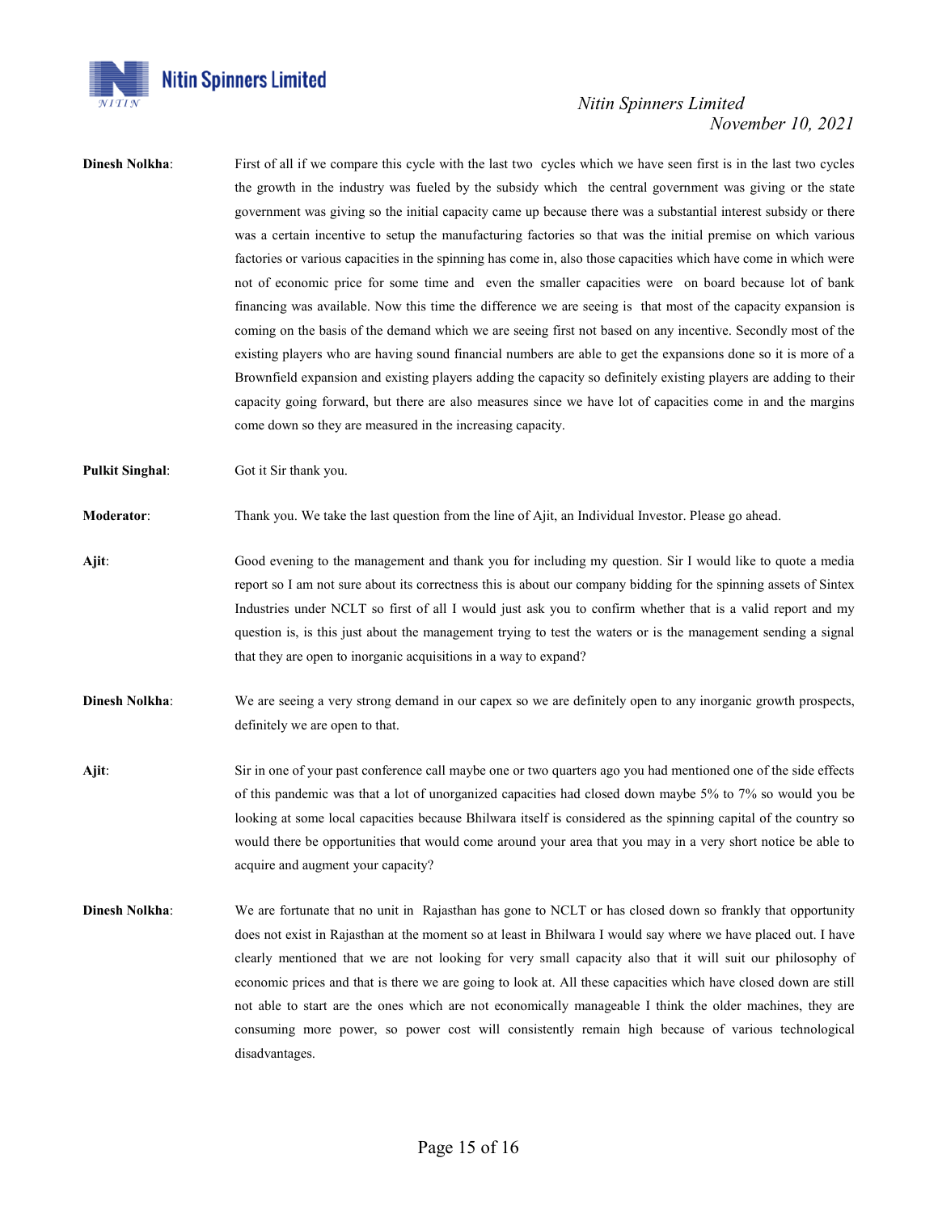**Dinesh Nolkha**: First of all if we compare this cycle with the last two cycles which we have seen first is in the last two cycles the growth in the industry was fueled by the subsidy which the central government was giving or the state government was giving so the initial capacity came up because there was a substantial interest subsidy or there was a certain incentive to setup the manufacturing factories so that was the initial premise on which various factories or various capacities in the spinning has come in, also those capacities which have come in which were not of economic price for some time and even the smaller capacities were on board because lot of bank financing was available. Now this time the difference we are seeing is that most of the capacity expansion is coming on the basis of the demand which we are seeing first not based on any incentive. Secondly most of the existing players who are having sound financial numbers are able to get the expansions done so it is more of a Brownfield expansion and existing players adding the capacity so definitely existing players are adding to their capacity going forward, but there are also measures since we have lot of capacities come in and the margins come down so they are measured in the increasing capacity.

**Pulkit Singhal**: Got it Sir thank you.

**Moderator**: Thank you. We take the last question from the line of Ajit, an Individual Investor. Please go ahead.

**Ajit**: Good evening to the management and thank you for including my question. Sir I would like to quote a media report so I am not sure about its correctness this is about our company bidding for the spinning assets of Sintex Industries under NCLT so first of all I would just ask you to confirm whether that is a valid report and my question is, is this just about the management trying to test the waters or is the management sending a signal that they are open to inorganic acquisitions in a way to expand?

**Dinesh Nolkha**: We are seeing a very strong demand in our capex so we are definitely open to any inorganic growth prospects, definitely we are open to that.

**Ajit**: Sir in one of your past conference call maybe one or two quarters ago you had mentioned one of the side effects of this pandemic was that a lot of unorganized capacities had closed down maybe 5% to 7% so would you be looking at some local capacities because Bhilwara itself is considered as the spinning capital of the country so would there be opportunities that would come around your area that you may in a very short notice be able to acquire and augment your capacity?

**Dinesh Nolkha**: We are fortunate that no unit in Rajasthan has gone to NCLT or has closed down so frankly that opportunity does not exist in Rajasthan at the moment so at least in Bhilwara I would say where we have placed out. I have clearly mentioned that we are not looking for very small capacity also that it will suit our philosophy of economic prices and that is there we are going to look at. All these capacities which have closed down are still not able to start are the ones which are not economically manageable I think the older machines, they are consuming more power, so power cost will consistently remain high because of various technological disadvantages.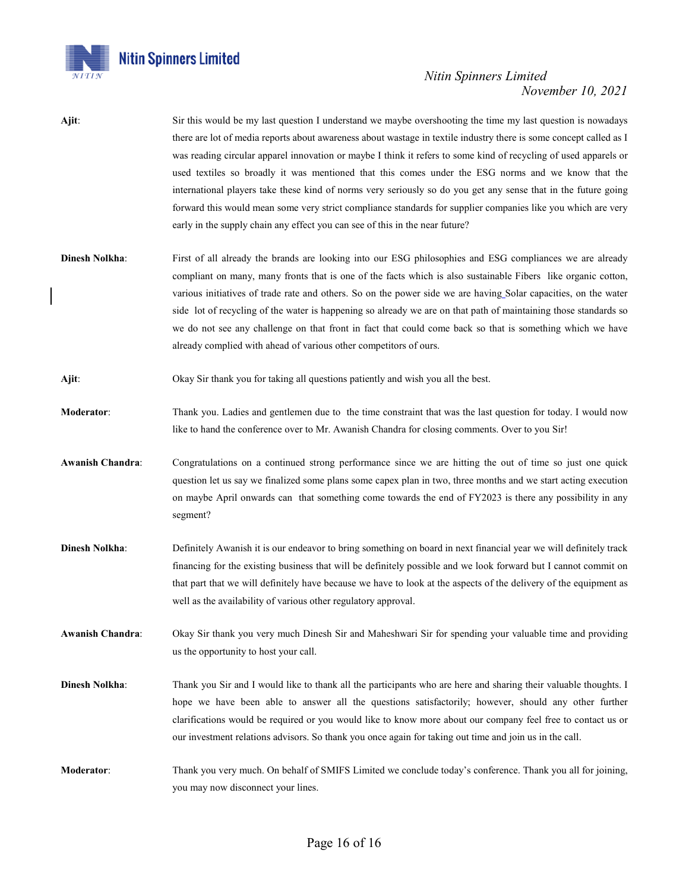**Ajit**: Sir this would be my last question I understand we maybe overshooting the time my last question is nowadays there are lot of media reports about awareness about wastage in textile industry there is some concept called as I was reading circular apparel innovation or maybe I think it refers to some kind of recycling of used apparels or used textiles so broadly it was mentioned that this comes under the ESG norms and we know that the international players take these kind of norms very seriously so do you get any sense that in the future going forward this would mean some very strict compliance standards for supplier companies like you which are very early in the supply chain any effect you can see of this in the near future?

**Dinesh Nolkha**: First of all already the brands are looking into our ESG philosophies and ESG compliances we are already compliant on many, many fronts that is one of the facts which is also sustainable Fibers like organic cotton, various initiatives of trade rate and others. So on the power side we are having Solar capacities, on the water side lot of recycling of the water is happening so already we are on that path of maintaining those standards so we do not see any challenge on that front in fact that could come back so that is something which we have already complied with ahead of various other competitors of ours.

**Ajit**: Okay Sir thank you for taking all questions patiently and wish you all the best.

**Moderator**: Thank you. Ladies and gentlemen due to the time constraint that was the last question for today. I would now like to hand the conference over to Mr. Awanish Chandra for closing comments. Over to you Sir!

**Awanish Chandra**: Congratulations on a continued strong performance since we are hitting the out of time so just one quick question let us say we finalized some plans some capex plan in two, three months and we start acting execution on maybe April onwards can that something come towards the end of FY2023 is there any possibility in any segment?

**Dinesh Nolkha**: Definitely Awanish it is our endeavor to bring something on board in next financial year we will definitely track financing for the existing business that will be definitely possible and we look forward but I cannot commit on that part that we will definitely have because we have to look at the aspects of the delivery of the equipment as well as the availability of various other regulatory approval.

**Awanish Chandra**: Okay Sir thank you very much Dinesh Sir and Maheshwari Sir for spending your valuable time and providing us the opportunity to host your call.

**Dinesh Nolkha**: Thank you Sir and I would like to thank all the participants who are here and sharing their valuable thoughts. I hope we have been able to answer all the questions satisfactorily; however, should any other further clarifications would be required or you would like to know more about our company feel free to contact us or our investment relations advisors. So thank you once again for taking out time and join us in the call.

**Moderator**: Thank you very much. On behalf of SMIFS Limited we conclude today's conference. Thank you all for joining, you may now disconnect your lines.